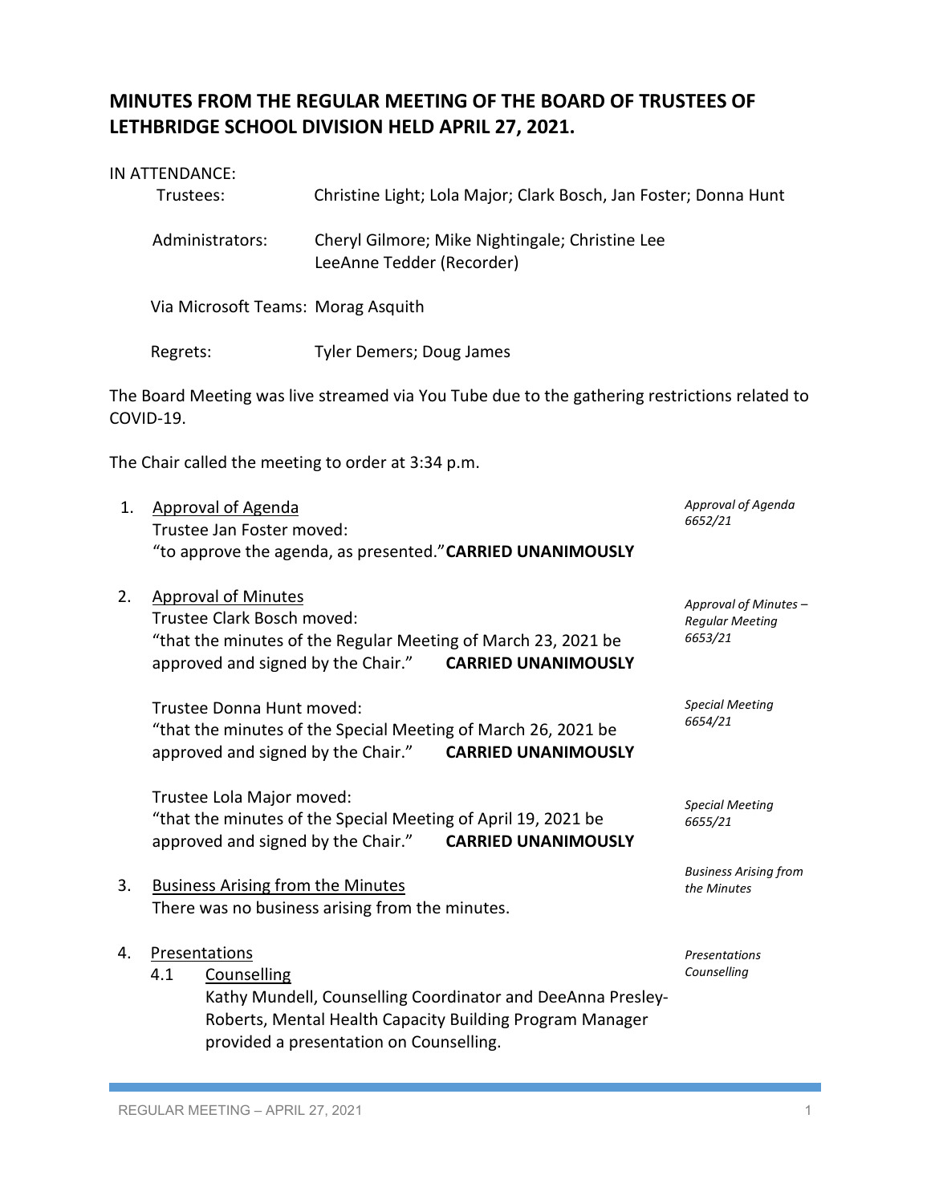# MINUTES FROM THE REGULAR MEETING OF THE BOARD OF TRUSTEES OF LETHBRIDGE SCHOOL DIVISION HELD APRIL 27, 2021.

IN ATTENDANCE:

Trustees: Christine Light; Lola Major; Clark Bosch, Jan Foster; Donna Hunt

Administrators: Cheryl Gilmore; Mike Nightingale; Christine Lee
LeeAnne Tedder (Recorder)

Via Microsoft Teams: Morag Asquith

Regrets: Tyler Demers; Doug James

The Board Meeting was live streamed via You Tube due to the gathering restrictions related to COVID-19.

The Chair called the meeting to order at 3:34 p.m.

1. Approval of Agenda
   *Approval of Agenda 6652/21*
   Trustee Jan Foster moved:
   "to approve the agenda, as presented." **CARRIED UNANIMOUSLY**

2. Approval of Minutes
   *Approval of Minutes – Regular Meeting 6653/21*
   Trustee Clark Bosch moved:
   "that the minutes of the Regular Meeting of March 23, 2021 be approved and signed by the Chair." **CARRIED UNANIMOUSLY**

   *Special Meeting 6654/21*
   Trustee Donna Hunt moved:
   "that the minutes of the Special Meeting of March 26, 2021 be approved and signed by the Chair." **CARRIED UNANIMOUSLY**

   *Special Meeting 6655/21*
   Trustee Lola Major moved:
   "that the minutes of the Special Meeting of April 19, 2021 be approved and signed by the Chair." **CARRIED UNANIMOUSLY**

3. Business Arising from the Minutes
   *Business Arising from the Minutes*
   There was no business arising from the minutes.

4. Presentations
   *Presentations Counselling*
   4.1 Counselling
   Kathy Mundell, Counselling Coordinator and DeeAnna Presley-Roberts, Mental Health Capacity Building Program Manager provided a presentation on Counselling.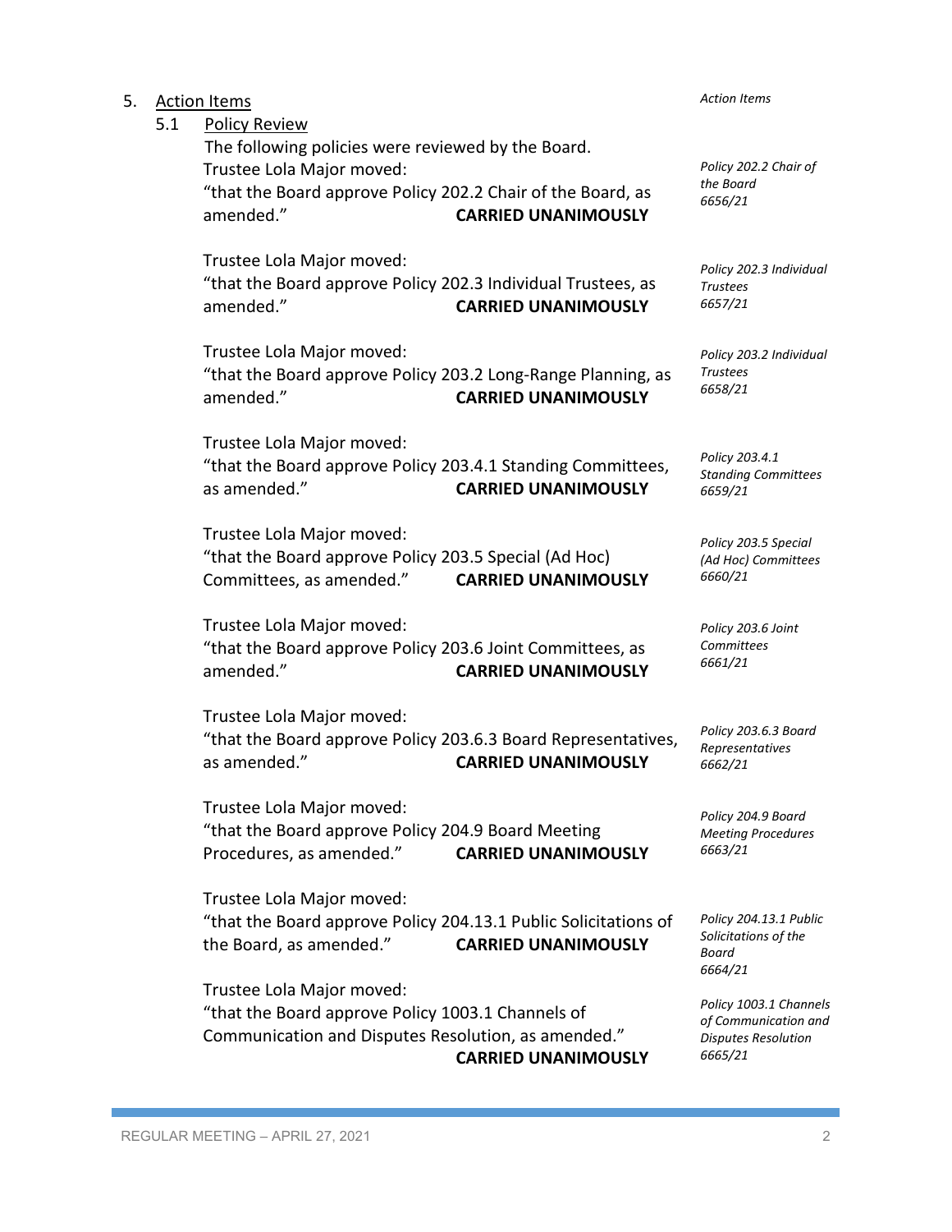5. Action Items

*Action Items*

5.1 Policy Review

The following policies were reviewed by the Board.

*Policy 202.2 Chair of the Board 6656/21*

Trustee Lola Major moved:
"that the Board approve Policy 202.2 Chair of the Board, as amended." **CARRIED UNANIMOUSLY**

*Policy 202.3 Individual Trustees 6657/21*

Trustee Lola Major moved:
"that the Board approve Policy 202.3 Individual Trustees, as amended." **CARRIED UNANIMOUSLY**

*Policy 203.2 Individual Trustees 6658/21*

Trustee Lola Major moved:
"that the Board approve Policy 203.2 Long-Range Planning, as amended." **CARRIED UNANIMOUSLY**

*Policy 203.4.1 Standing Committees 6659/21*

Trustee Lola Major moved:
"that the Board approve Policy 203.4.1 Standing Committees, as amended." **CARRIED UNANIMOUSLY**

*Policy 203.5 Special (Ad Hoc) Committees 6660/21*

Trustee Lola Major moved:
"that the Board approve Policy 203.5 Special (Ad Hoc) Committees, as amended." **CARRIED UNANIMOUSLY**

*Policy 203.6 Joint Committees 6661/21*

Trustee Lola Major moved:
"that the Board approve Policy 203.6 Joint Committees, as amended." **CARRIED UNANIMOUSLY**

*Policy 203.6.3 Board Representatives 6662/21*

Trustee Lola Major moved:
"that the Board approve Policy 203.6.3 Board Representatives, as amended." **CARRIED UNANIMOUSLY**

*Policy 204.9 Board Meeting Procedures 6663/21*

Trustee Lola Major moved:
"that the Board approve Policy 204.9 Board Meeting Procedures, as amended." **CARRIED UNANIMOUSLY**

*Policy 204.13.1 Public Solicitations of the Board 6664/21*

Trustee Lola Major moved:
"that the Board approve Policy 204.13.1 Public Solicitations of the Board, as amended." **CARRIED UNANIMOUSLY**

*Policy 1003.1 Channels of Communication and Disputes Resolution 6665/21*

Trustee Lola Major moved:
"that the Board approve Policy 1003.1 Channels of Communication and Disputes Resolution, as amended." **CARRIED UNANIMOUSLY**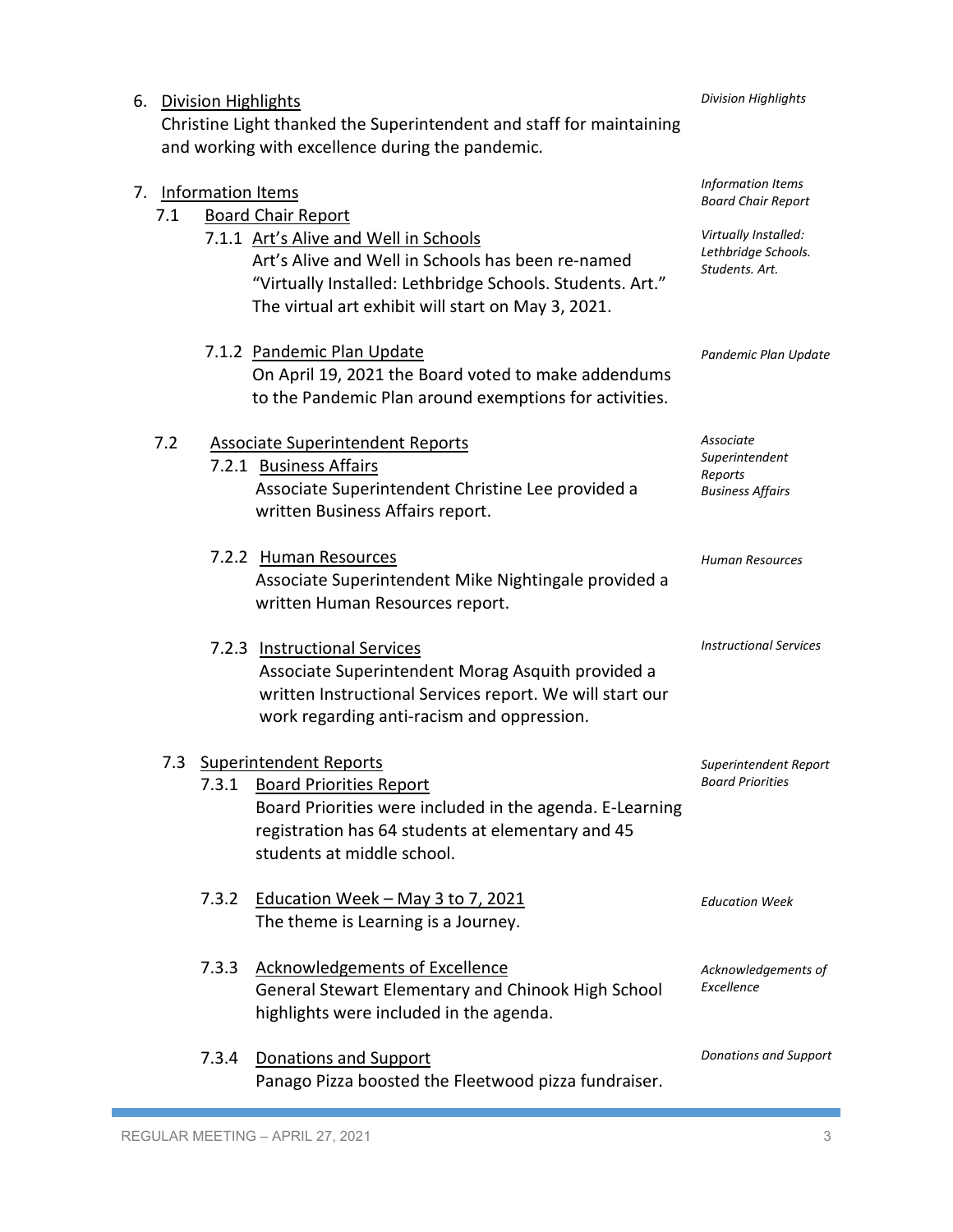6. Division Highlights
   Christine Light thanked the Superintendent and staff for maintaining and working with excellence during the pandemic.

*Division Highlights*

7. Information Items

*Information Items*

7.1 Board Chair Report

*Board Chair Report*

7.1.1 Art's Alive and Well in Schools
Art's Alive and Well in Schools has been re-named "Virtually Installed: Lethbridge Schools. Students. Art." The virtual art exhibit will start on May 3, 2021.

*Virtually Installed: Lethbridge Schools. Students. Art.*

7.1.2 Pandemic Plan Update
On April 19, 2021 the Board voted to make addendums to the Pandemic Plan around exemptions for activities.

*Pandemic Plan Update*

7.2 Associate Superintendent Reports

*Associate Superintendent Reports*

7.2.1 Business Affairs
Associate Superintendent Christine Lee provided a written Business Affairs report.

*Business Affairs*

7.2.2 Human Resources
Associate Superintendent Mike Nightingale provided a written Human Resources report.

*Human Resources*

7.2.3 Instructional Services
Associate Superintendent Morag Asquith provided a written Instructional Services report. We will start our work regarding anti-racism and oppression.

*Instructional Services*

7.3 Superintendent Reports

*Superintendent Report*

7.3.1 Board Priorities Report
Board Priorities were included in the agenda. E-Learning registration has 64 students at elementary and 45 students at middle school.

*Board Priorities*

7.3.2 Education Week – May 3 to 7, 2021
The theme is Learning is a Journey.

*Education Week*

7.3.3 Acknowledgements of Excellence
General Stewart Elementary and Chinook High School highlights were included in the agenda.

*Acknowledgements of Excellence*

7.3.4 Donations and Support
Panago Pizza boosted the Fleetwood pizza fundraiser.

*Donations and Support*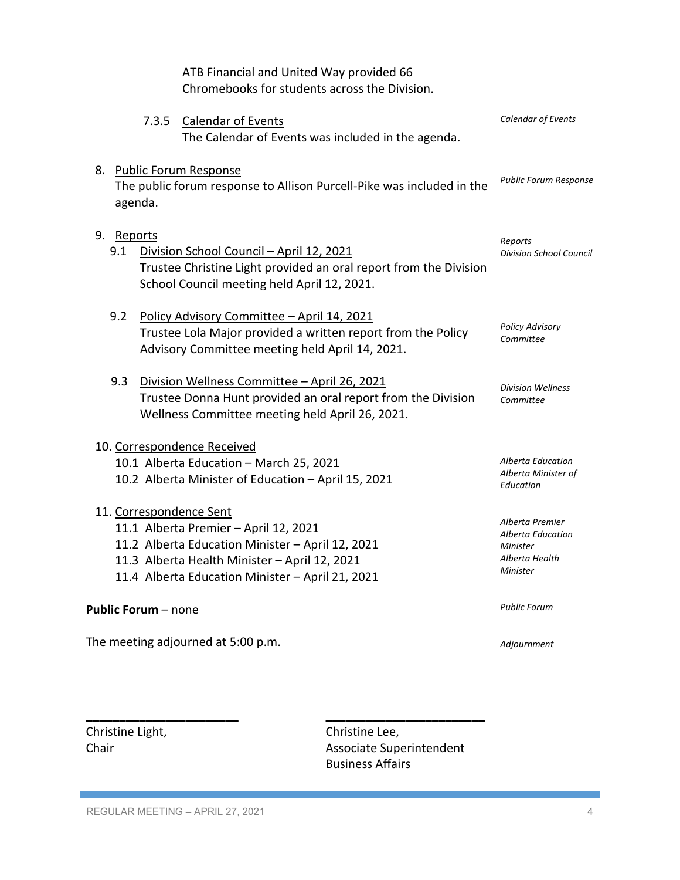ATB Financial and United Way provided 66 Chromebooks for students across the Division.

7.3.5 Calendar of Events
The Calendar of Events was included in the agenda.

*Calendar of Events*

8. Public Forum Response
The public forum response to Allison Purcell-Pike was included in the agenda.

*Public Forum Response*

9. Reports

*Reports*

9.1 Division School Council – April 12, 2021
Trustee Christine Light provided an oral report from the Division School Council meeting held April 12, 2021.

*Division School Council*

9.2 Policy Advisory Committee – April 14, 2021
Trustee Lola Major provided a written report from the Policy Advisory Committee meeting held April 14, 2021.

*Policy Advisory Committee*

9.3 Division Wellness Committee – April 26, 2021
Trustee Donna Hunt provided an oral report from the Division Wellness Committee meeting held April 26, 2021.

*Division Wellness Committee*

10. Correspondence Received
10.1 Alberta Education – March 25, 2021
10.2 Alberta Minister of Education – April 15, 2021

*Alberta Education*
*Alberta Minister of Education*

11. Correspondence Sent
11.1 Alberta Premier – April 12, 2021
11.2 Alberta Education Minister – April 12, 2021
11.3 Alberta Health Minister – April 12, 2021
11.4 Alberta Education Minister – April 21, 2021

*Alberta Premier*
*Alberta Education Minister*
*Alberta Health Minister*

**Public Forum** – none

*Public Forum*

The meeting adjourned at 5:00 p.m.

*Adjournment*

______________________

Christine Light,
Chair

______________________

Christine Lee,
Associate Superintendent
Business Affairs